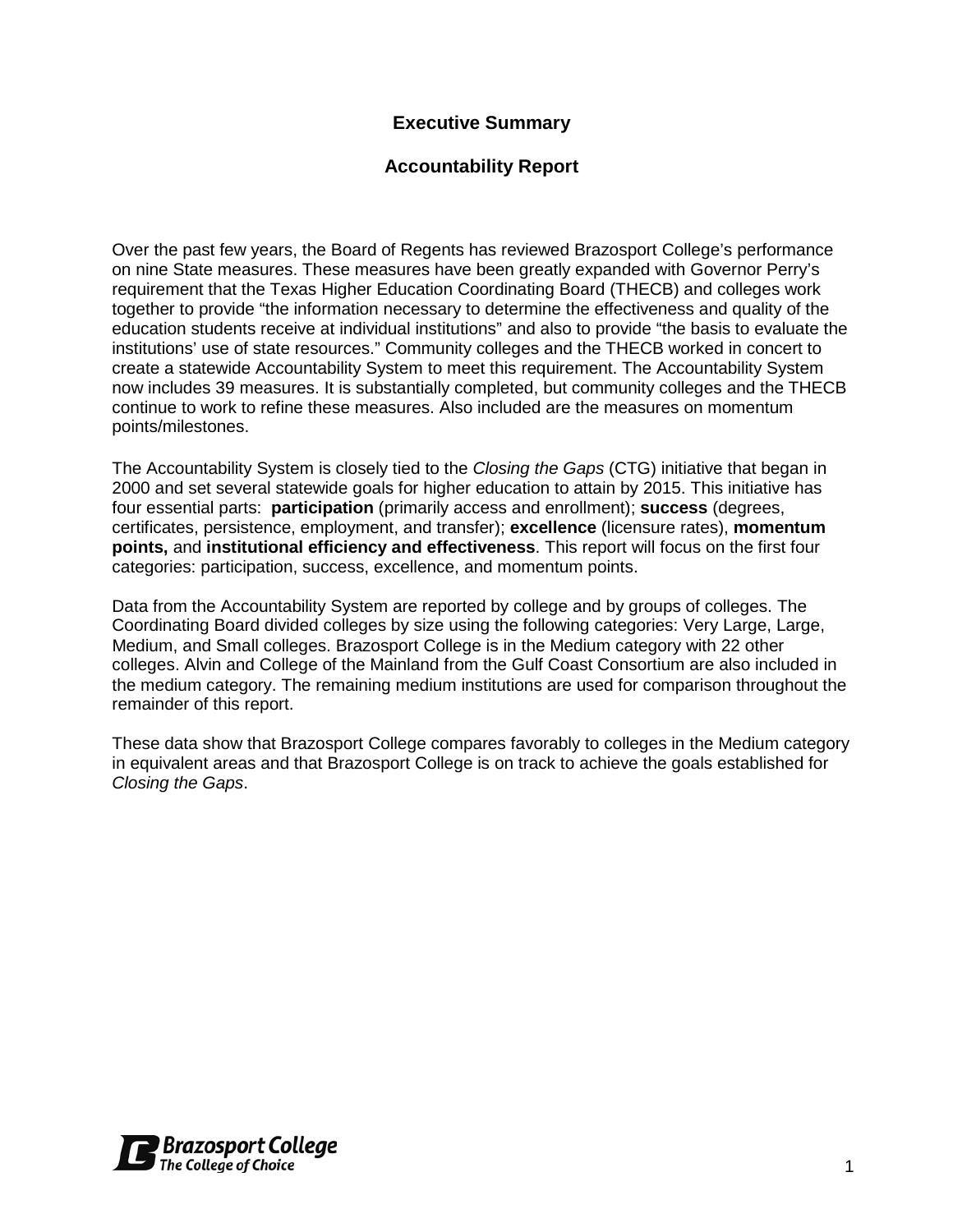# Executive Summary

## Accountability Report

Over the past few years, the Board of Regents has reviewed Brazosport College's performance on nine State measures. These measures have been greatly expanded with Governor Perry's requirement that the Texas Higher Education Coordinating Board (THECB) and colleges work together to provide "the information necessary to determine the effectiveness and quality of the education students receive at individual institutions" and also to provide "the basis to evaluate the institutions' use of state resources." Community colleges and the THECB worked in concert to create a statewide Accountability System to meet this requirement. The Accountability System now includes 39 measures. It is substantially completed, but community colleges and the THECB continue to work to refine these measures. Also included are the measures on momentum points/milestones.

The Accountability System is closely tied to the *Closing the Gaps* (CTG) initiative that began in 2000 and set several statewide goals for higher education to attain by 2015. This initiative has four essential parts: **participation** (primarily access and enrollment); **success** (degrees, certificates, persistence, employment, and transfer); **excellence** (licensure rates), **momentum points,** and **institutional efficiency and effectiveness**. This report will focus on the first four categories: participation, success, excellence, and momentum points.

Data from the Accountability System are reported by college and by groups of colleges. The Coordinating Board divided colleges by size using the following categories: Very Large, Large, Medium, and Small colleges. Brazosport College is in the Medium category with 22 other colleges. Alvin and College of the Mainland from the Gulf Coast Consortium are also included in the medium category. The remaining medium institutions are used for comparison throughout the remainder of this report.

These data show that Brazosport College compares favorably to colleges in the Medium category in equivalent areas and that Brazosport College is on track to achieve the goals established for *Closing the Gaps*.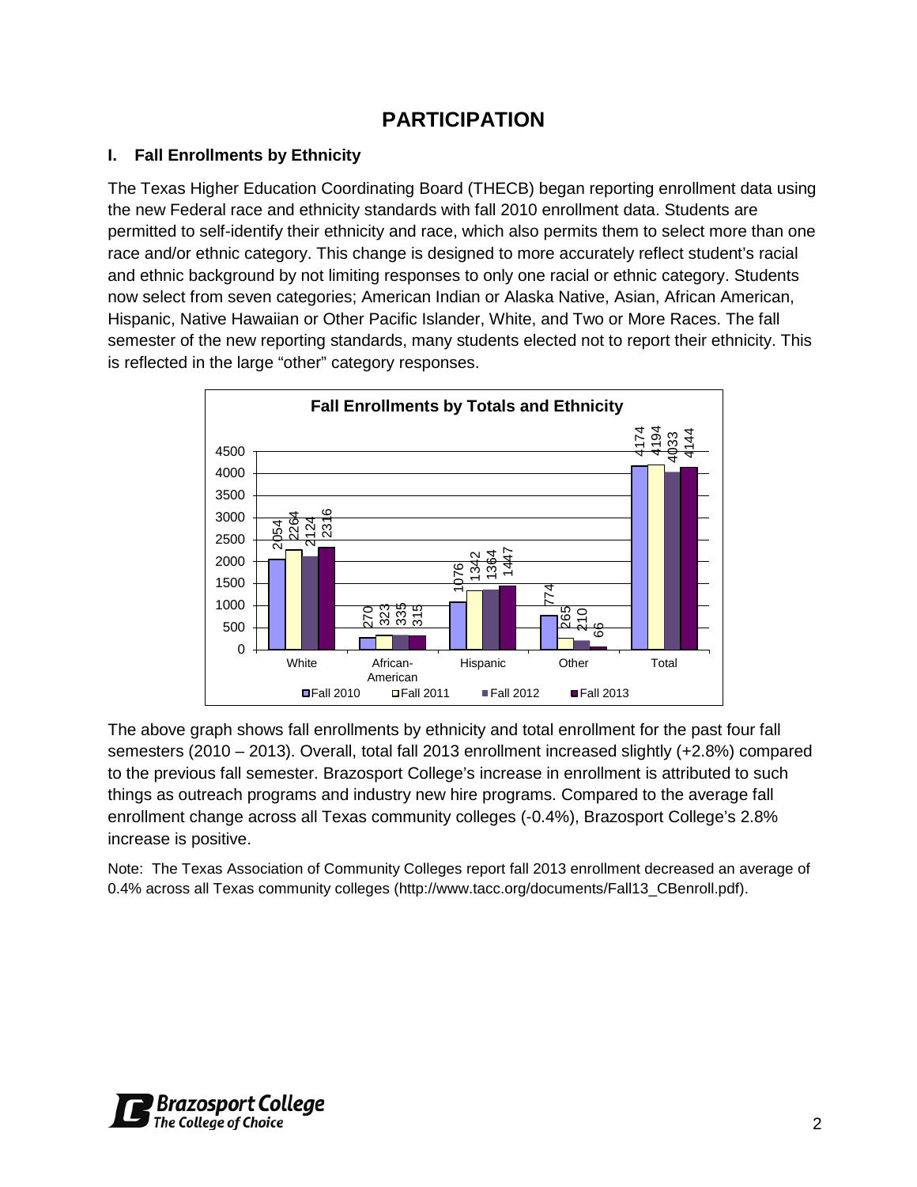# PARTICIPATION

## I. Fall Enrollments by Ethnicity

The Texas Higher Education Coordinating Board (THECB) began reporting enrollment data using the new Federal race and ethnicity standards with fall 2010 enrollment data. Students are permitted to self-identify their ethnicity and race, which also permits them to select more than one race and/or ethnic category. This change is designed to more accurately reflect student's racial and ethnic background by not limiting responses to only one racial or ethnic category. Students now select from seven categories; American Indian or Alaska Native, Asian, African American, Hispanic, Native Hawaiian or Other Pacific Islander, White, and Two or More Races. The fall semester of the new reporting standards, many students elected not to report their ethnicity. This is reflected in the large "other" category responses.

**Fall Enrollments by Totals and Ethnicity**

| | White | African-American | Hispanic | Other | Total |
|---|---|---|---|---|---|
| Fall 2010 | 2054 | 270 | 1076 | 774 | 4174 |
| Fall 2011 | 2264 | 323 | 1342 | 265 | 4194 |
| Fall 2012 | 2124 | 335 | 1364 | 210 | 4033 |
| Fall 2013 | 2316 | 315 | 1447 | 66 | 4144 |

The above graph shows fall enrollments by ethnicity and total enrollment for the past four fall semesters (2010 – 2013). Overall, total fall 2013 enrollment increased slightly (+2.8%) compared to the previous fall semester. Brazosport College's increase in enrollment is attributed to such things as outreach programs and industry new hire programs. Compared to the average fall enrollment change across all Texas community colleges (-0.4%), Brazosport College's 2.8% increase is positive.

Note: The Texas Association of Community Colleges report fall 2013 enrollment decreased an average of 0.4% across all Texas community colleges (http://www.tacc.org/documents/Fall13_CBenroll.pdf).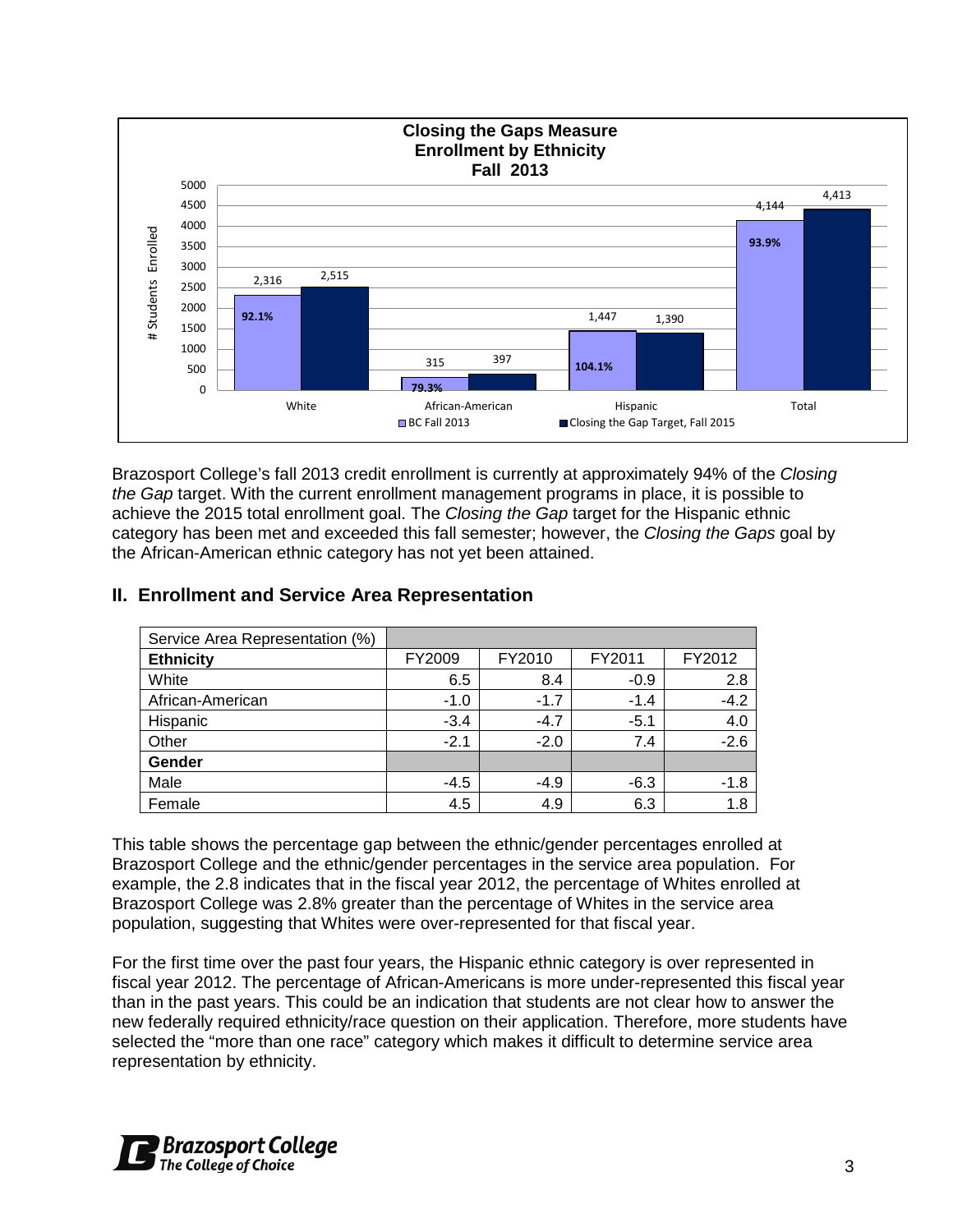**Closing the Gaps Measure**
**Enrollment by Ethnicity**
**Fall 2013**

| # Students Enrolled | White | African-American | Hispanic | Total |
|---|---|---|---|---|
| BC Fall 2013 | 2,316 | 315 | 1,447 | 4,144 |
| Closing the Gap Target, Fall 2015 | 2,515 | 397 | 1,390 | 4,413 |
| % of Target | 92.1% | 79.3% | 104.1% | 93.9% |

Brazosport College's fall 2013 credit enrollment is currently at approximately 94% of the *Closing the Gap* target. With the current enrollment management programs in place, it is possible to achieve the 2015 total enrollment goal. The *Closing the Gap* target for the Hispanic ethnic category has been met and exceeded this fall semester; however, the *Closing the Gaps* goal by the African-American ethnic category has not yet been attained.

## II. Enrollment and Service Area Representation

| Service Area Representation (%) | | | | |
|---|---|---|---|---|
| **Ethnicity** | FY2009 | FY2010 | FY2011 | FY2012 |
| White | 6.5 | 8.4 | -0.9 | 2.8 |
| African-American | -1.0 | -1.7 | -1.4 | -4.2 |
| Hispanic | -3.4 | -4.7 | -5.1 | 4.0 |
| Other | -2.1 | -2.0 | 7.4 | -2.6 |
| **Gender** | | | | |
| Male | -4.5 | -4.9 | -6.3 | -1.8 |
| Female | 4.5 | 4.9 | 6.3 | 1.8 |

This table shows the percentage gap between the ethnic/gender percentages enrolled at Brazosport College and the ethnic/gender percentages in the service area population. For example, the 2.8 indicates that in the fiscal year 2012, the percentage of Whites enrolled at Brazosport College was 2.8% greater than the percentage of Whites in the service area population, suggesting that Whites were over-represented for that fiscal year.

For the first time over the past four years, the Hispanic ethnic category is over represented in fiscal year 2012. The percentage of African-Americans is more under-represented this fiscal year than in the past years. This could be an indication that students are not clear how to answer the new federally required ethnicity/race question on their application. Therefore, more students have selected the "more than one race" category which makes it difficult to determine service area representation by ethnicity.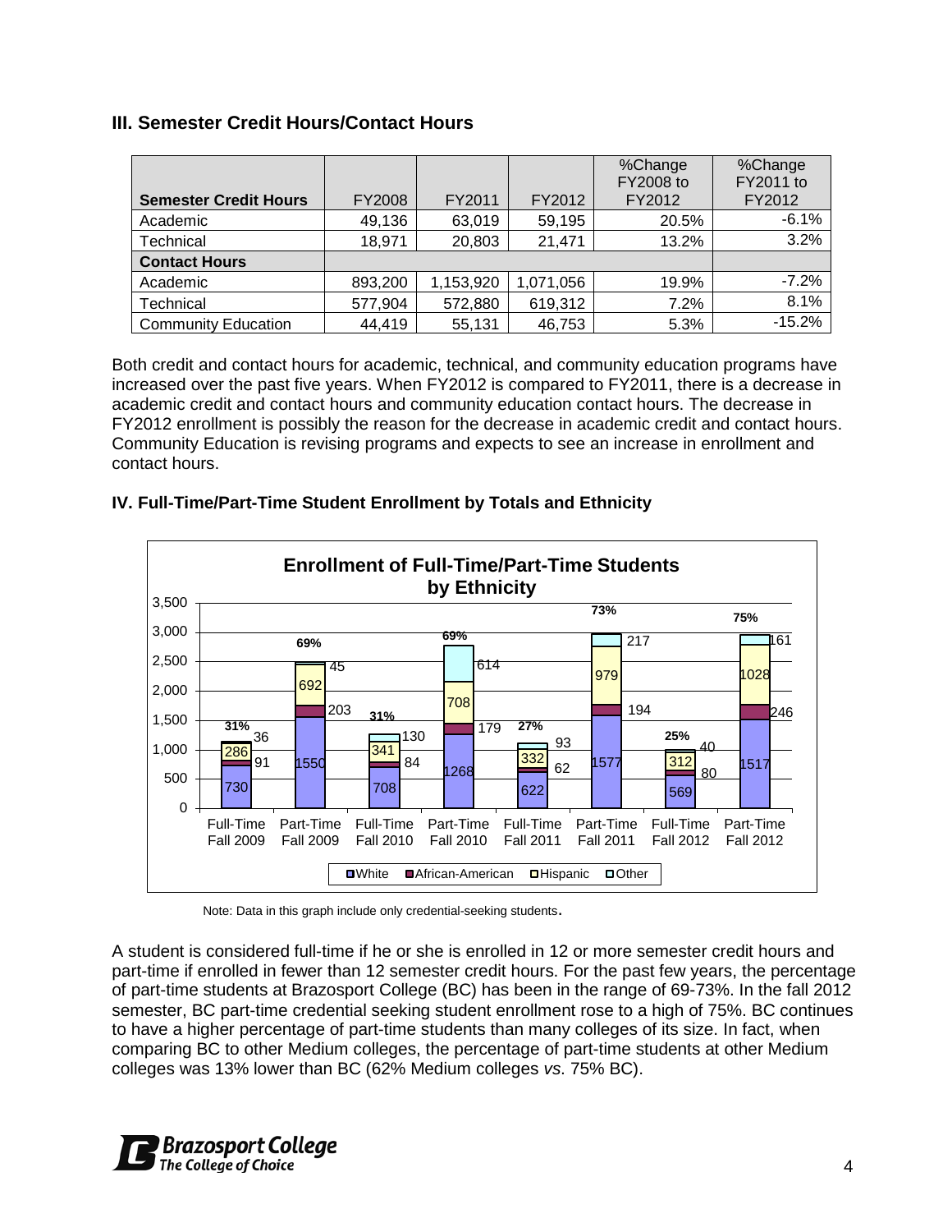### III. Semester Credit Hours/Contact Hours

| Semester Credit Hours | FY2008 | FY2011 | FY2012 | %Change FY2008 to FY2012 | %Change FY2011 to FY2012 |
|---|---|---|---|---|---|
| Academic | 49,136 | 63,019 | 59,195 | 20.5% | -6.1% |
| Technical | 18,971 | 20,803 | 21,471 | 13.2% | 3.2% |
| **Contact Hours** | | | | | |
| Academic | 893,200 | 1,153,920 | 1,071,056 | 19.9% | -7.2% |
| Technical | 577,904 | 572,880 | 619,312 | 7.2% | 8.1% |
| Community Education | 44,419 | 55,131 | 46,753 | 5.3% | -15.2% |

Both credit and contact hours for academic, technical, and community education programs have increased over the past five years. When FY2012 is compared to FY2011, there is a decrease in academic credit and contact hours and community education contact hours. The decrease in FY2012 enrollment is possibly the reason for the decrease in academic credit and contact hours. Community Education is revising programs and expects to see an increase in enrollment and contact hours.

### IV. Full-Time/Part-Time Student Enrollment by Totals and Ethnicity

**Enrollment of Full-Time/Part-Time Students by Ethnicity**

| | White | African-American | Hispanic | Other | % |
|---|---|---|---|---|---|
| Full-Time Fall 2009 | 730 | 91 | 286 | 36 | 31% |
| Part-Time Fall 2009 | 1550 | 203 | 692 | 45 | 69% |
| Full-Time Fall 2010 | 708 | 84 | 341 | 130 | 31% |
| Part-Time Fall 2010 | 1268 | 179 | 708 | 614 | 69% |
| Full-Time Fall 2011 | 622 | 62 | 332 | 93 | 27% |
| Part-Time Fall 2011 | 1577 | 194 | 979 | 217 | 73% |
| Full-Time Fall 2012 | 569 | 80 | 312 | 40 | 25% |
| Part-Time Fall 2012 | 1517 | 246 | 1028 | 161 | 75% |

Note: Data in this graph include only credential-seeking students.

A student is considered full-time if he or she is enrolled in 12 or more semester credit hours and part-time if enrolled in fewer than 12 semester credit hours. For the past few years, the percentage of part-time students at Brazosport College (BC) has been in the range of 69-73%. In the fall 2012 semester, BC part-time credential seeking student enrollment rose to a high of 75%. BC continues to have a higher percentage of part-time students than many colleges of its size. In fact, when comparing BC to other Medium colleges, the percentage of part-time students at other Medium colleges was 13% lower than BC (62% Medium colleges *vs.* 75% BC).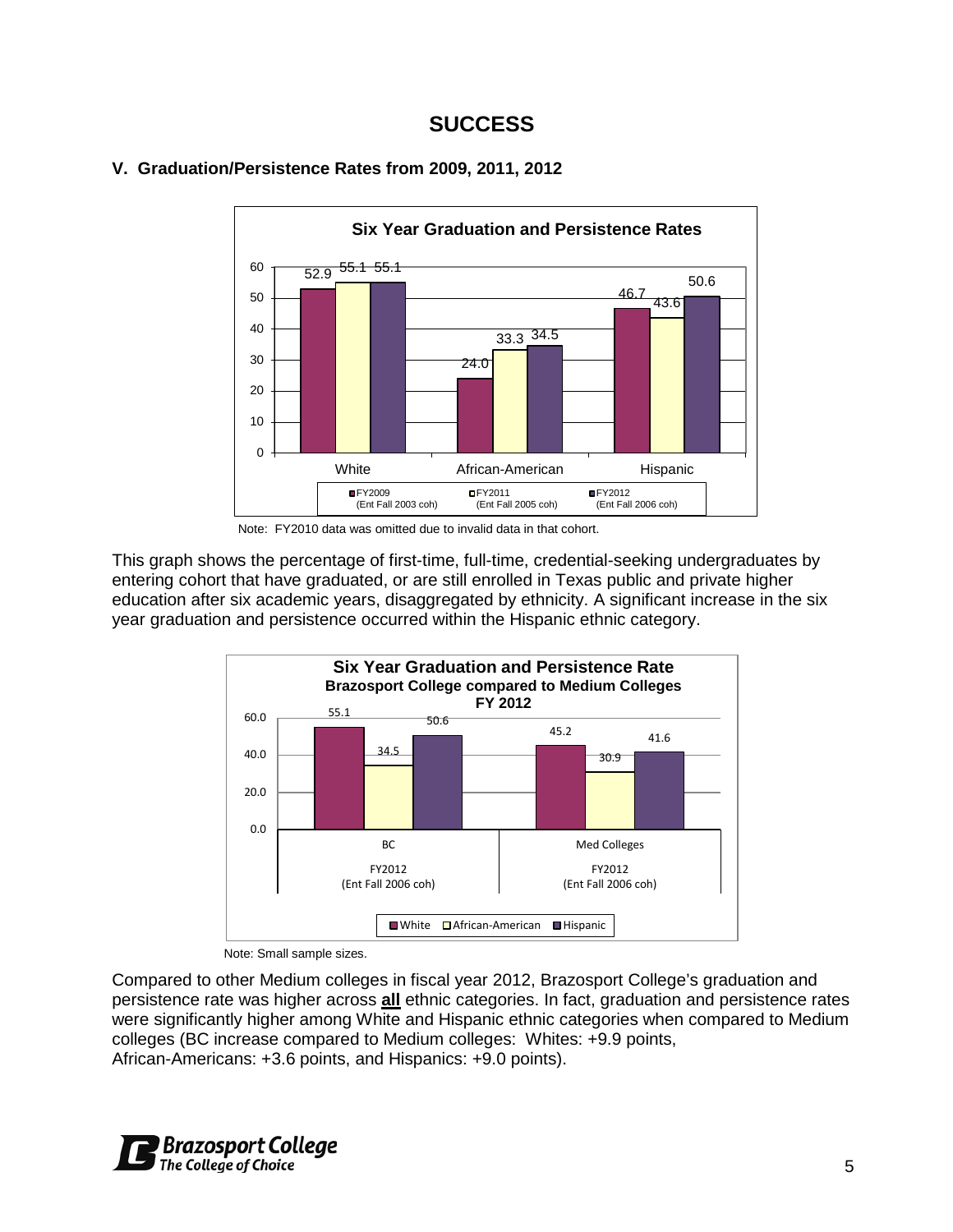# SUCCESS

## V. Graduation/Persistence Rates from 2009, 2011, 2012

**Six Year Graduation and Persistence Rates**

| | FY2009 (Ent Fall 2003 coh) | FY2011 (Ent Fall 2005 coh) | FY2012 (Ent Fall 2006 coh) |
|---|---|---|---|
| White | 52.9 | 55.1 | 55.1 |
| African-American | 24.0 | 33.3 | 34.5 |
| Hispanic | 46.7 | 43.6 | 50.6 |

Note: FY2010 data was omitted due to invalid data in that cohort.

This graph shows the percentage of first-time, full-time, credential-seeking undergraduates by entering cohort that have graduated, or are still enrolled in Texas public and private higher education after six academic years, disaggregated by ethnicity. A significant increase in the six year graduation and persistence occurred within the Hispanic ethnic category.

**Six Year Graduation and Persistence Rate**
**Brazosport College compared to Medium Colleges**
**FY 2012**

| | White | African-American | Hispanic |
|---|---|---|---|
| BC FY2012 (Ent Fall 2006 coh) | 55.1 | 34.5 | 50.6 |
| Med Colleges FY2012 (Ent Fall 2006 coh) | 45.2 | 30.9 | 41.6 |

Note: Small sample sizes.

Compared to other Medium colleges in fiscal year 2012, Brazosport College's graduation and persistence rate was higher across **all** ethnic categories. In fact, graduation and persistence rates were significantly higher among White and Hispanic ethnic categories when compared to Medium colleges (BC increase compared to Medium colleges: Whites: +9.9 points, African-Americans: +3.6 points, and Hispanics: +9.0 points).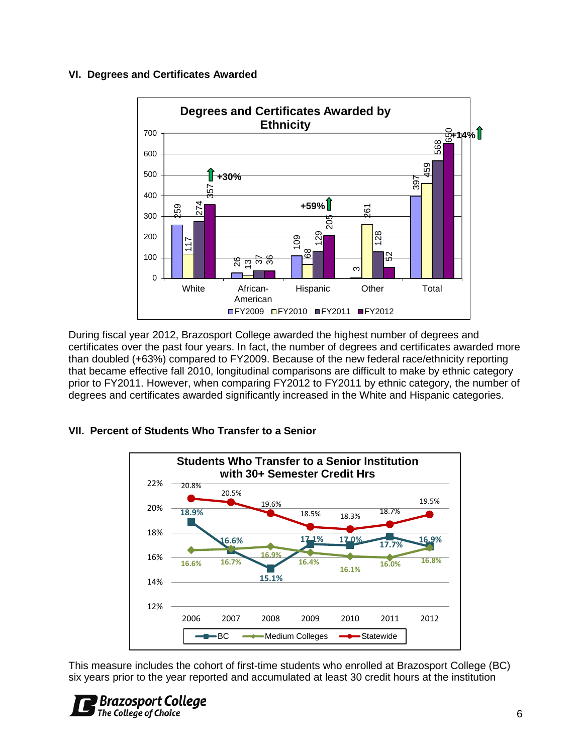## VI. Degrees and Certificates Awarded

**Degrees and Certificates Awarded by Ethnicity**

| | FY2009 | FY2010 | FY2011 | FY2012 | Change |
|---|---|---|---|---|---|
| White | 259 | 117 | 274 | 357 | +30% |
| African-American | 26 | 13 | 37 | 36 | |
| Hispanic | 109 | 68 | 129 | 205 | +59% |
| Other | 3 | 261 | 128 | 52 | |
| Total | 397 | 459 | 568 | 650 | +14% |

During fiscal year 2012, Brazosport College awarded the highest number of degrees and certificates over the past four years. In fact, the number of degrees and certificates awarded more than doubled (+63%) compared to FY2009. Because of the new federal race/ethnicity reporting that became effective fall 2010, longitudinal comparisons are difficult to make by ethnic category prior to FY2011. However, when comparing FY2012 to FY2011 by ethnic category, the number of degrees and certificates awarded significantly increased in the White and Hispanic categories.

## VII. Percent of Students Who Transfer to a Senior

**Students Who Transfer to a Senior Institution with 30+ Semester Credit Hrs**

| | 2006 | 2007 | 2008 | 2009 | 2010 | 2011 | 2012 |
|---|---|---|---|---|---|---|---|
| BC | 18.9% | 16.6% | 15.1% | 17.1% | 17.0% | 17.7% | 16.9% |
| Medium Colleges | 16.6% | 16.7% | 16.9% | 16.4% | 16.1% | 16.0% | 16.8% |
| Statewide | 20.8% | 20.5% | 19.6% | 18.5% | 18.3% | 18.7% | 19.5% |

This measure includes the cohort of first-time students who enrolled at Brazosport College (BC) six years prior to the year reported and accumulated at least 30 credit hours at the institution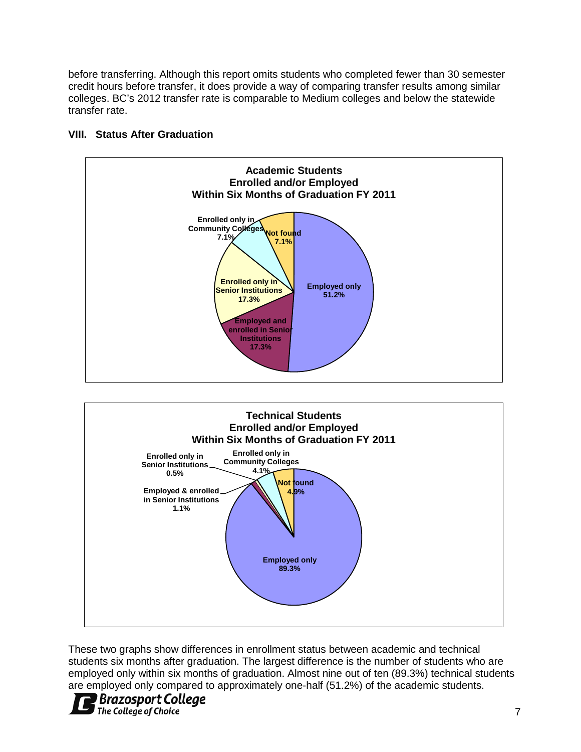before transferring. Although this report omits students who completed fewer than 30 semester credit hours before transfer, it does provide a way of comparing transfer results among similar colleges. BC's 2012 transfer rate is comparable to Medium colleges and below the statewide transfer rate.

### VIII. Status After Graduation

**Academic Students Enrolled and/or Employed Within Six Months of Graduation FY 2011**

| Status | Percent |
|---|---|
| Employed only | 51.2% |
| Employed and enrolled in Senior Institutions | 17.3% |
| Enrolled only in Senior Institutions | 17.3% |
| Enrolled only in Community Colleges | 7.1% |
| Not found | 7.1% |

**Technical Students Enrolled and/or Employed Within Six Months of Graduation FY 2011**

| Status | Percent |
|---|---|
| Employed only | 89.3% |
| Employed & enrolled in Senior Institutions | 1.1% |
| Enrolled only in Senior Institutions | 0.5% |
| Enrolled only in Community Colleges | 4.1% |
| Not found | 4.9% |

These two graphs show differences in enrollment status between academic and technical students six months after graduation. The largest difference is the number of students who are employed only within six months of graduation. Almost nine out of ten (89.3%) technical students are employed only compared to approximately one-half (51.2%) of the academic students.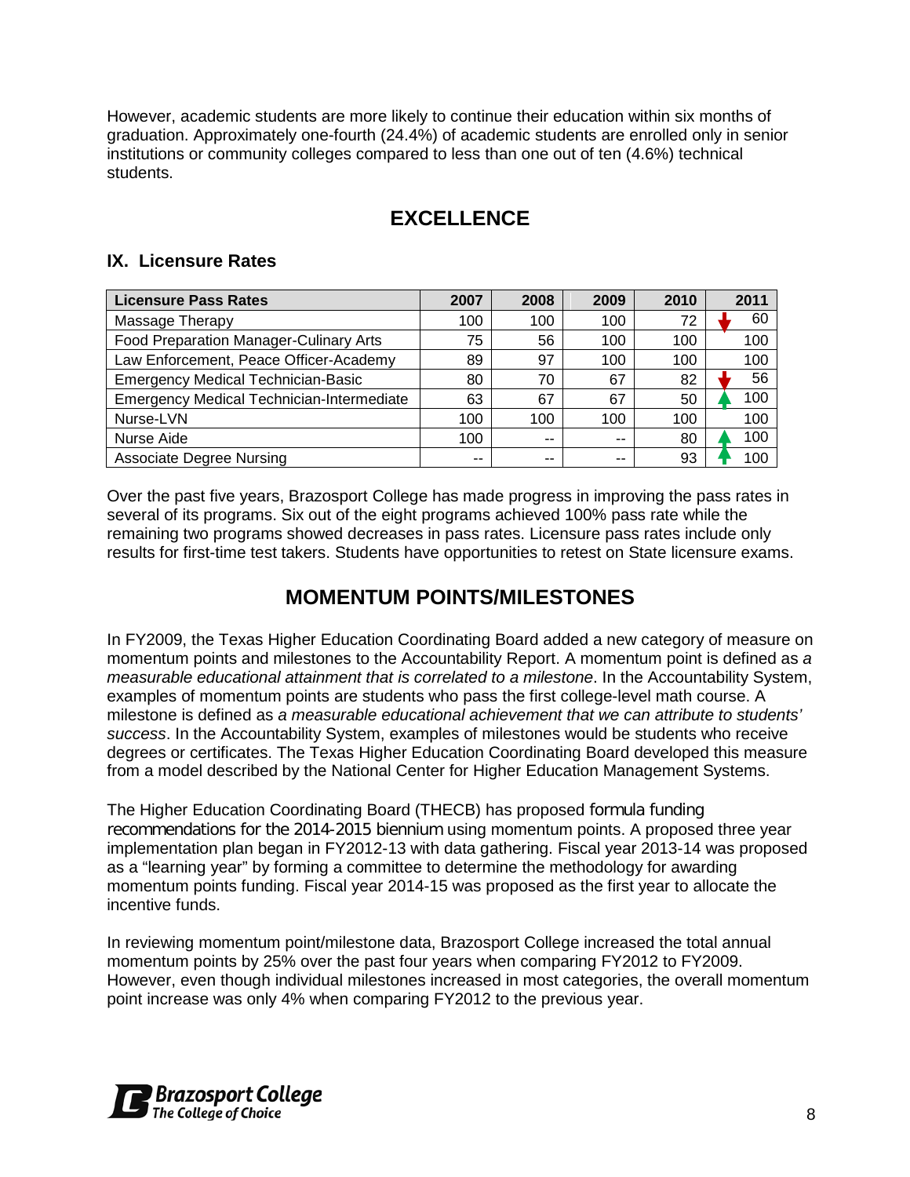However, academic students are more likely to continue their education within six months of graduation. Approximately one-fourth (24.4%) of academic students are enrolled only in senior institutions or community colleges compared to less than one out of ten (4.6%) technical students.

## EXCELLENCE

### IX. Licensure Rates

| Licensure Pass Rates | 2007 | 2008 | 2009 | 2010 | 2011 |
|---|---|---|---|---|---|
| Massage Therapy | 100 | 100 | 100 | 72 | ↓ 60 |
| Food Preparation Manager-Culinary Arts | 75 | 56 | 100 | 100 | 100 |
| Law Enforcement, Peace Officer-Academy | 89 | 97 | 100 | 100 | 100 |
| Emergency Medical Technician-Basic | 80 | 70 | 67 | 82 | ↓ 56 |
| Emergency Medical Technician-Intermediate | 63 | 67 | 67 | 50 | ↑ 100 |
| Nurse-LVN | 100 | 100 | 100 | 100 | 100 |
| Nurse Aide | 100 | -- | -- | 80 | ↑ 100 |
| Associate Degree Nursing | -- | -- | -- | 93 | ↑ 100 |

Over the past five years, Brazosport College has made progress in improving the pass rates in several of its programs. Six out of the eight programs achieved 100% pass rate while the remaining two programs showed decreases in pass rates. Licensure pass rates include only results for first-time test takers. Students have opportunities to retest on State licensure exams.

## MOMENTUM POINTS/MILESTONES

In FY2009, the Texas Higher Education Coordinating Board added a new category of measure on momentum points and milestones to the Accountability Report. A momentum point is defined as *a measurable educational attainment that is correlated to a milestone*. In the Accountability System, examples of momentum points are students who pass the first college-level math course. A milestone is defined as *a measurable educational achievement that we can attribute to students' success*. In the Accountability System, examples of milestones would be students who receive degrees or certificates. The Texas Higher Education Coordinating Board developed this measure from a model described by the National Center for Higher Education Management Systems.

The Higher Education Coordinating Board (THECB) has proposed formula funding recommendations for the 2014-2015 biennium using momentum points. A proposed three year implementation plan began in FY2012-13 with data gathering. Fiscal year 2013-14 was proposed as a "learning year" by forming a committee to determine the methodology for awarding momentum points funding. Fiscal year 2014-15 was proposed as the first year to allocate the incentive funds.

In reviewing momentum point/milestone data, Brazosport College increased the total annual momentum points by 25% over the past four years when comparing FY2012 to FY2009. However, even though individual milestones increased in most categories, the overall momentum point increase was only 4% when comparing FY2012 to the previous year.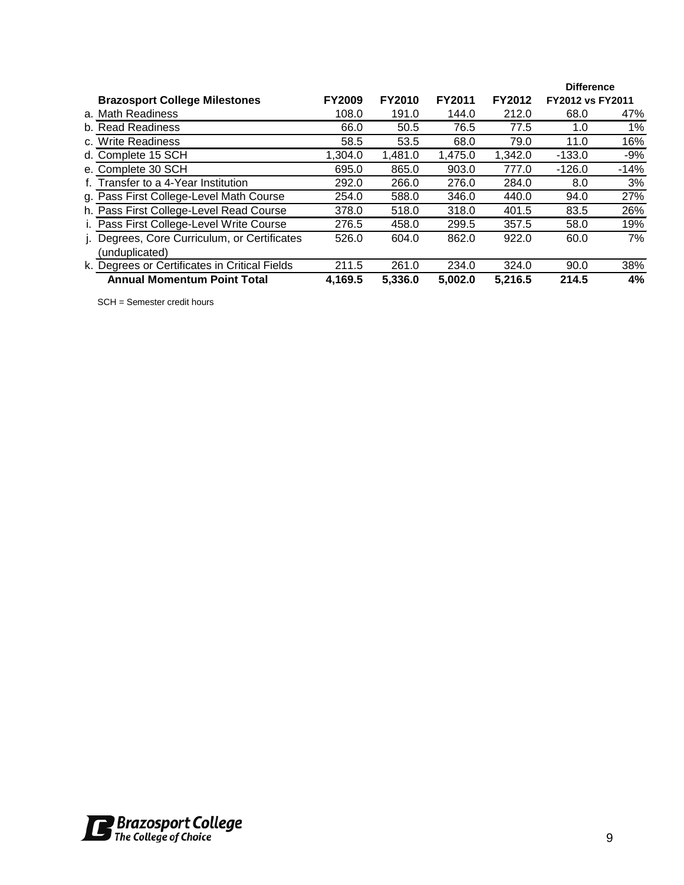| Brazosport College Milestones | FY2009 | FY2010 | FY2011 | FY2012 | Difference FY2012 vs FY2011 | |
|---|---|---|---|---|---|---|
| a. Math Readiness | 108.0 | 191.0 | 144.0 | 212.0 | 68.0 | 47% |
| b. Read Readiness | 66.0 | 50.5 | 76.5 | 77.5 | 1.0 | 1% |
| c. Write Readiness | 58.5 | 53.5 | 68.0 | 79.0 | 11.0 | 16% |
| d. Complete 15 SCH | 1,304.0 | 1,481.0 | 1,475.0 | 1,342.0 | -133.0 | -9% |
| e. Complete 30 SCH | 695.0 | 865.0 | 903.0 | 777.0 | -126.0 | -14% |
| f. Transfer to a 4-Year Institution | 292.0 | 266.0 | 276.0 | 284.0 | 8.0 | 3% |
| g. Pass First College-Level Math Course | 254.0 | 588.0 | 346.0 | 440.0 | 94.0 | 27% |
| h. Pass First College-Level Read Course | 378.0 | 518.0 | 318.0 | 401.5 | 83.5 | 26% |
| i. Pass First College-Level Write Course | 276.5 | 458.0 | 299.5 | 357.5 | 58.0 | 19% |
| j. Degrees, Core Curriculum, or Certificates (unduplicated) | 526.0 | 604.0 | 862.0 | 922.0 | 60.0 | 7% |
| k. Degrees or Certificates in Critical Fields | 211.5 | 261.0 | 234.0 | 324.0 | 90.0 | 38% |
| **Annual Momentum Point Total** | **4,169.5** | **5,336.0** | **5,002.0** | **5,216.5** | **214.5** | **4%** |

SCH = Semester credit hours

**Brazosport College**
*The College of Choice*